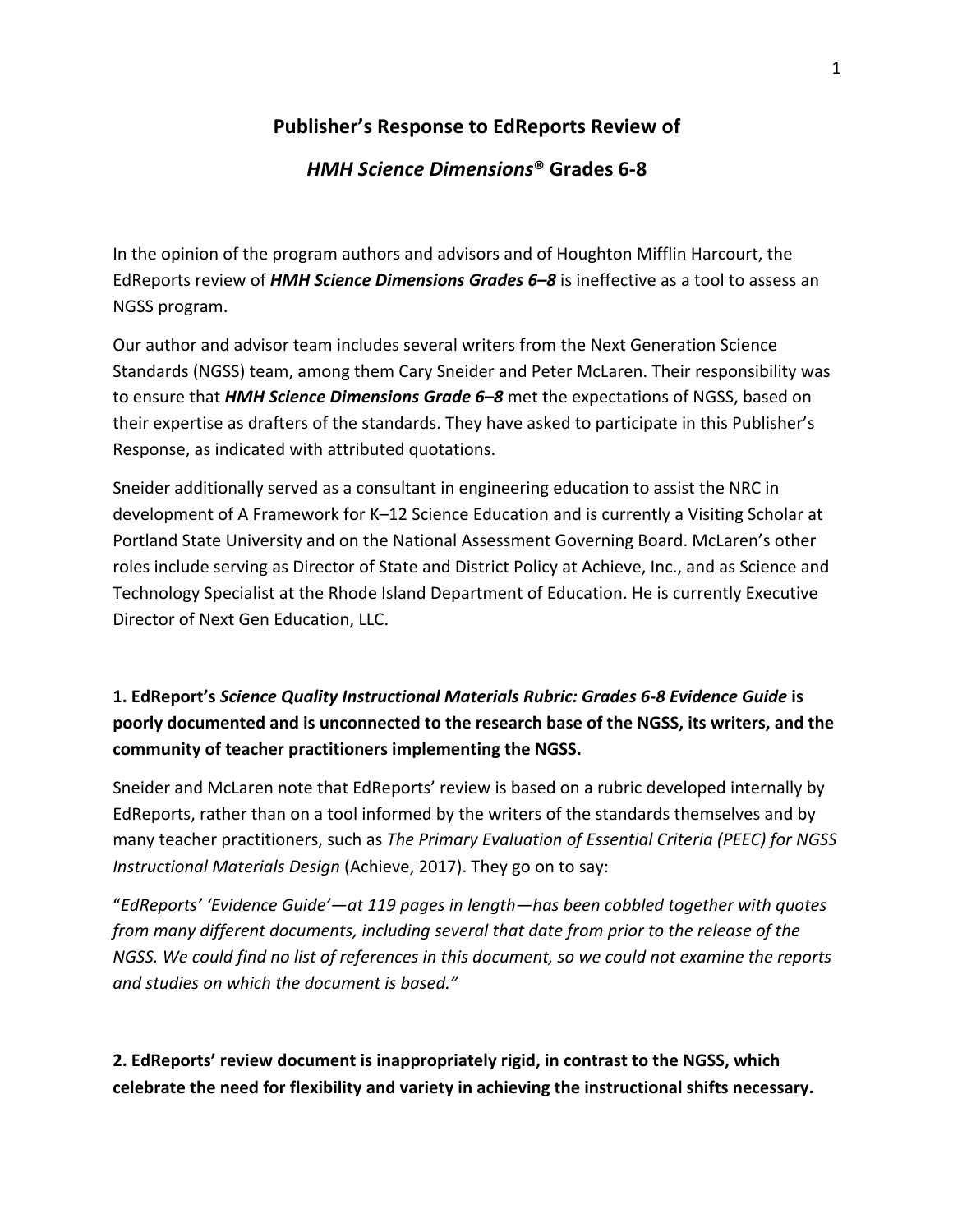# Publisher's Response to EdReports Review of

# *HMH Science Dimensions*® Grades 6-8

In the opinion of the program authors and advisors and of Houghton Mifflin Harcourt, the EdReports review of ***HMH Science Dimensions Grades 6–8*** is ineffective as a tool to assess an NGSS program.

Our author and advisor team includes several writers from the Next Generation Science Standards (NGSS) team, among them Cary Sneider and Peter McLaren. Their responsibility was to ensure that ***HMH Science Dimensions Grade 6–8*** met the expectations of NGSS, based on their expertise as drafters of the standards. They have asked to participate in this Publisher's Response, as indicated with attributed quotations.

Sneider additionally served as a consultant in engineering education to assist the NRC in development of A Framework for K–12 Science Education and is currently a Visiting Scholar at Portland State University and on the National Assessment Governing Board. McLaren's other roles include serving as Director of State and District Policy at Achieve, Inc., and as Science and Technology Specialist at the Rhode Island Department of Education. He is currently Executive Director of Next Gen Education, LLC.

## 1. EdReport's *Science Quality Instructional Materials Rubric: Grades 6-8 Evidence Guide* is poorly documented and is unconnected to the research base of the NGSS, its writers, and the community of teacher practitioners implementing the NGSS.

Sneider and McLaren note that EdReports' review is based on a rubric developed internally by EdReports, rather than on a tool informed by the writers of the standards themselves and by many teacher practitioners, such as *The Primary Evaluation of Essential Criteria (PEEC) for NGSS Instructional Materials Design* (Achieve, 2017). They go on to say:

"*EdReports' 'Evidence Guide'—at 119 pages in length—has been cobbled together with quotes from many different documents, including several that date from prior to the release of the NGSS. We could find no list of references in this document, so we could not examine the reports and studies on which the document is based.*"

## 2. EdReports' review document is inappropriately rigid, in contrast to the NGSS, which celebrate the need for flexibility and variety in achieving the instructional shifts necessary.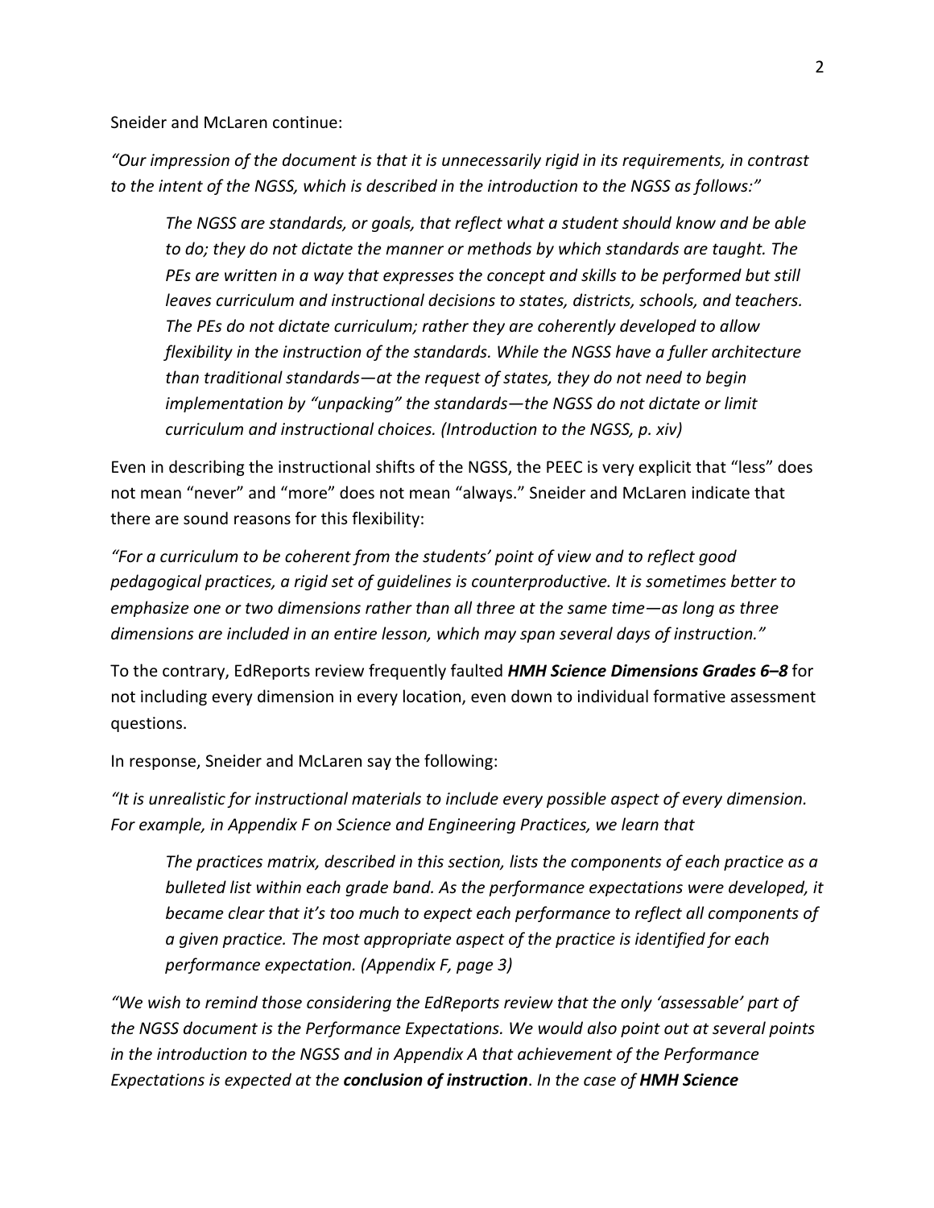Sneider and McLaren continue:

*"Our impression of the document is that it is unnecessarily rigid in its requirements, in contrast to the intent of the NGSS, which is described in the introduction to the NGSS as follows:"*

> *The NGSS are standards, or goals, that reflect what a student should know and be able to do; they do not dictate the manner or methods by which standards are taught. The PEs are written in a way that expresses the concept and skills to be performed but still leaves curriculum and instructional decisions to states, districts, schools, and teachers. The PEs do not dictate curriculum; rather they are coherently developed to allow flexibility in the instruction of the standards. While the NGSS have a fuller architecture than traditional standards—at the request of states, they do not need to begin implementation by "unpacking" the standards—the NGSS do not dictate or limit curriculum and instructional choices. (Introduction to the NGSS, p. xiv)*

Even in describing the instructional shifts of the NGSS, the PEEC is very explicit that "less" does not mean "never" and "more" does not mean "always." Sneider and McLaren indicate that there are sound reasons for this flexibility:

*"For a curriculum to be coherent from the students' point of view and to reflect good pedagogical practices, a rigid set of guidelines is counterproductive. It is sometimes better to emphasize one or two dimensions rather than all three at the same time—as long as three dimensions are included in an entire lesson, which may span several days of instruction."*

To the contrary, EdReports review frequently faulted ***HMH Science Dimensions Grades 6–8*** for not including every dimension in every location, even down to individual formative assessment questions.

In response, Sneider and McLaren say the following:

*"It is unrealistic for instructional materials to include every possible aspect of every dimension. For example, in Appendix F on Science and Engineering Practices, we learn that*

> *The practices matrix, described in this section, lists the components of each practice as a bulleted list within each grade band. As the performance expectations were developed, it became clear that it's too much to expect each performance to reflect all components of a given practice. The most appropriate aspect of the practice is identified for each performance expectation. (Appendix F, page 3)*

*"We wish to remind those considering the EdReports review that the only 'assessable' part of the NGSS document is the Performance Expectations. We would also point out at several points in the introduction to the NGSS and in Appendix A that achievement of the Performance Expectations is expected at the **conclusion of instruction**. In the case of **HMH Science***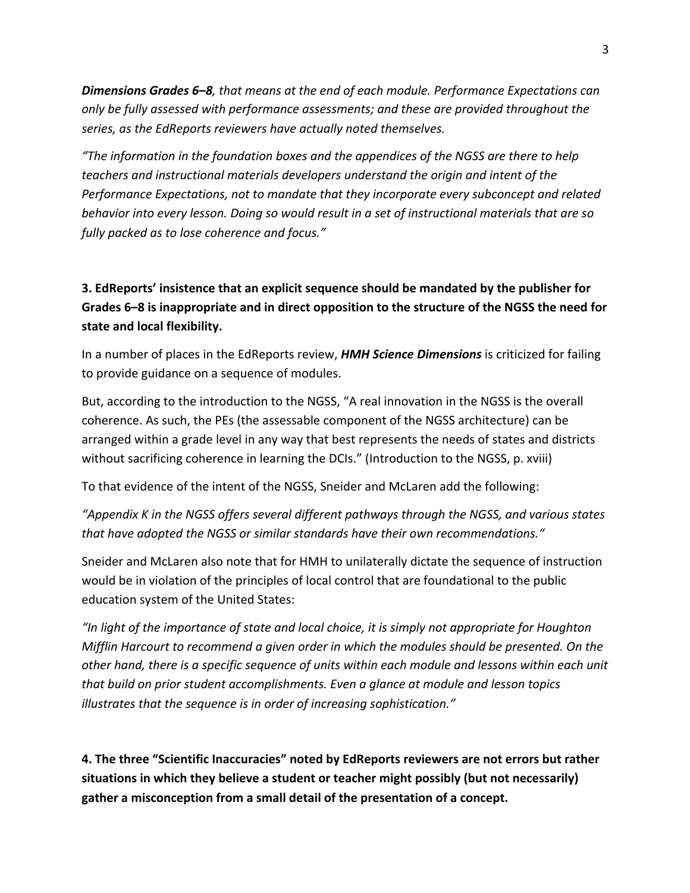***Dimensions Grades 6–8**, that means at the end of each module. Performance Expectations can only be fully assessed with performance assessments; and these are provided throughout the series, as the EdReports reviewers have actually noted themselves.*

*"The information in the foundation boxes and the appendices of the NGSS are there to help teachers and instructional materials developers understand the origin and intent of the Performance Expectations, not to mandate that they incorporate every subconcept and related behavior into every lesson. Doing so would result in a set of instructional materials that are so fully packed as to lose coherence and focus."*

**3. EdReports' insistence that an explicit sequence should be mandated by the publisher for Grades 6–8 is inappropriate and in direct opposition to the structure of the NGSS the need for state and local flexibility.**

In a number of places in the EdReports review, ***HMH Science Dimensions*** is criticized for failing to provide guidance on a sequence of modules.

But, according to the introduction to the NGSS, "A real innovation in the NGSS is the overall coherence. As such, the PEs (the assessable component of the NGSS architecture) can be arranged within a grade level in any way that best represents the needs of states and districts without sacrificing coherence in learning the DCIs." (Introduction to the NGSS, p. xviii)

To that evidence of the intent of the NGSS, Sneider and McLaren add the following:

*"Appendix K in the NGSS offers several different pathways through the NGSS, and various states that have adopted the NGSS or similar standards have their own recommendations."*

Sneider and McLaren also note that for HMH to unilaterally dictate the sequence of instruction would be in violation of the principles of local control that are foundational to the public education system of the United States:

*"In light of the importance of state and local choice, it is simply not appropriate for Houghton Mifflin Harcourt to recommend a given order in which the modules should be presented. On the other hand, there is a specific sequence of units within each module and lessons within each unit that build on prior student accomplishments. Even a glance at module and lesson topics illustrates that the sequence is in order of increasing sophistication."*

**4. The three "Scientific Inaccuracies" noted by EdReports reviewers are not errors but rather situations in which they believe a student or teacher might possibly (but not necessarily) gather a misconception from a small detail of the presentation of a concept.**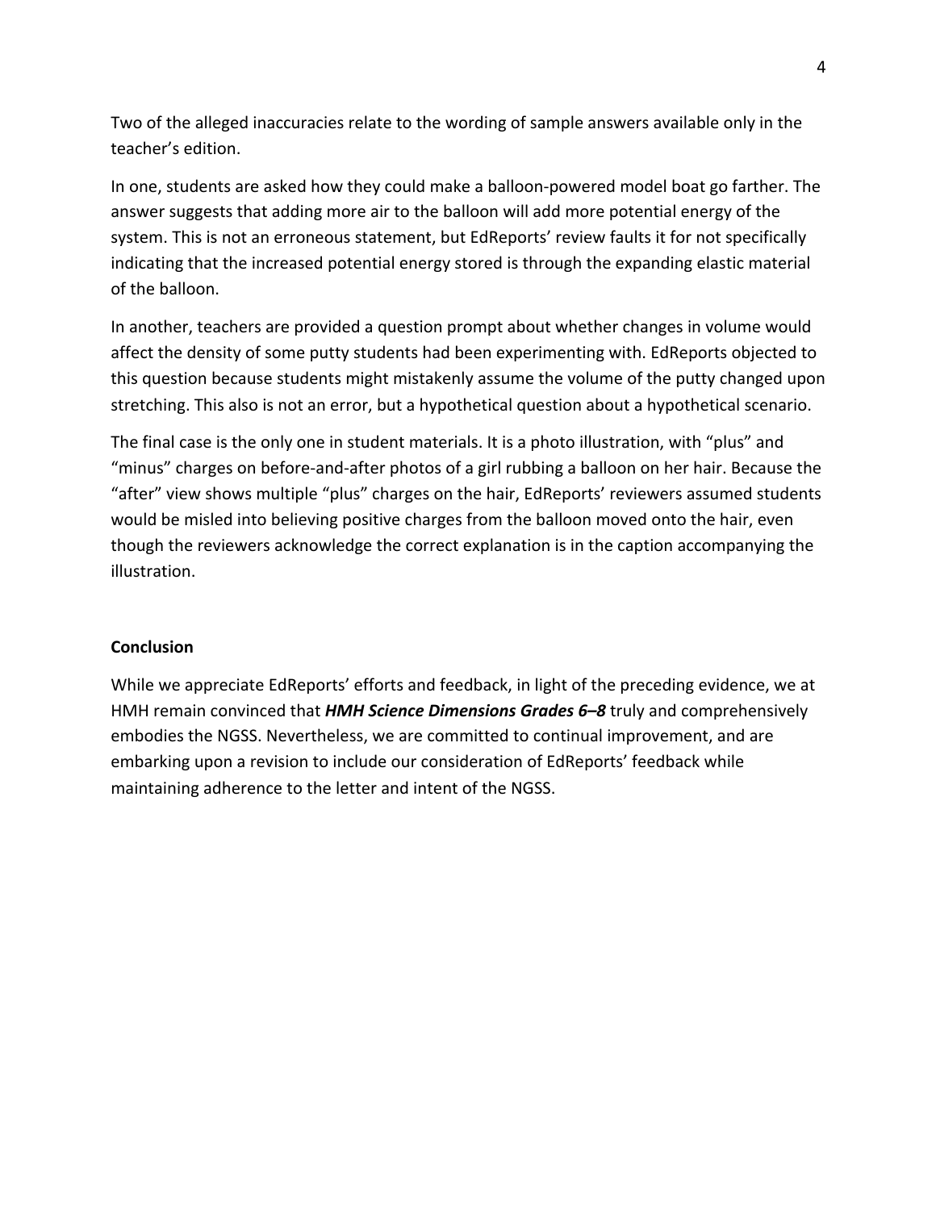Two of the alleged inaccuracies relate to the wording of sample answers available only in the teacher's edition.

In one, students are asked how they could make a balloon-powered model boat go farther. The answer suggests that adding more air to the balloon will add more potential energy of the system. This is not an erroneous statement, but EdReports' review faults it for not specifically indicating that the increased potential energy stored is through the expanding elastic material of the balloon.

In another, teachers are provided a question prompt about whether changes in volume would affect the density of some putty students had been experimenting with. EdReports objected to this question because students might mistakenly assume the volume of the putty changed upon stretching. This also is not an error, but a hypothetical question about a hypothetical scenario.

The final case is the only one in student materials. It is a photo illustration, with "plus" and "minus" charges on before-and-after photos of a girl rubbing a balloon on her hair. Because the "after" view shows multiple "plus" charges on the hair, EdReports' reviewers assumed students would be misled into believing positive charges from the balloon moved onto the hair, even though the reviewers acknowledge the correct explanation is in the caption accompanying the illustration.

**Conclusion**

While we appreciate EdReports' efforts and feedback, in light of the preceding evidence, we at HMH remain convinced that ***HMH Science Dimensions Grades 6–8*** truly and comprehensively embodies the NGSS. Nevertheless, we are committed to continual improvement, and are embarking upon a revision to include our consideration of EdReports' feedback while maintaining adherence to the letter and intent of the NGSS.